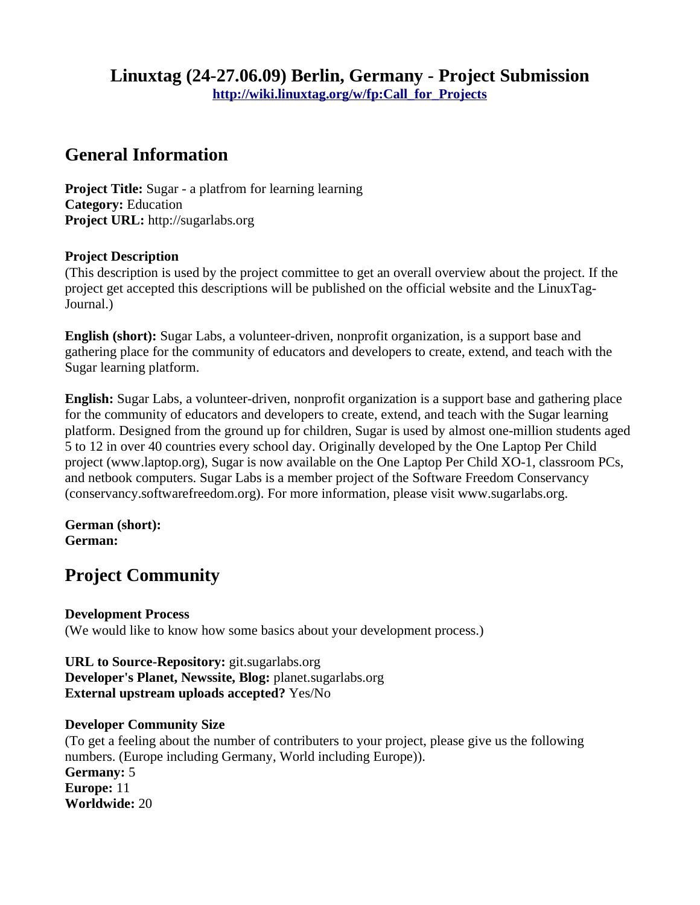# Linuxtag (24-27.06.09) Berlin, Germany - Project Submission

**http://wiki.linuxtag.org/w/fp:Call_for_Projects**

## General Information

**Project Title:** Sugar - a platfrom for learning learning
**Category:** Education
**Project URL:** http://sugarlabs.org

**Project Description**
(This description is used by the project committee to get an overall overview about the project. If the project get accepted this descriptions will be published on the official website and the LinuxTag-Journal.)

**English (short):** Sugar Labs, a volunteer-driven, nonprofit organization, is a support base and gathering place for the community of educators and developers to create, extend, and teach with the Sugar learning platform.

**English:** Sugar Labs, a volunteer-driven, nonprofit organization is a support base and gathering place for the community of educators and developers to create, extend, and teach with the Sugar learning platform. Designed from the ground up for children, Sugar is used by almost one-million students aged 5 to 12 in over 40 countries every school day. Originally developed by the One Laptop Per Child project (www.laptop.org), Sugar is now available on the One Laptop Per Child XO-1, classroom PCs, and netbook computers. Sugar Labs is a member project of the Software Freedom Conservancy (conservancy.softwarefreedom.org). For more information, please visit www.sugarlabs.org.

**German (short):**
**German:**

## Project Community

**Development Process**
(We would like to know how some basics about your development process.)

**URL to Source-Repository:** git.sugarlabs.org
**Developer's Planet, Newssite, Blog:** planet.sugarlabs.org
**External upstream uploads accepted?** Yes/No

**Developer Community Size**
(To get a feeling about the number of contributers to your project, please give us the following numbers. (Europe including Germany, World including Europe)).
**Germany:** 5
**Europe:** 11
**Worldwide:** 20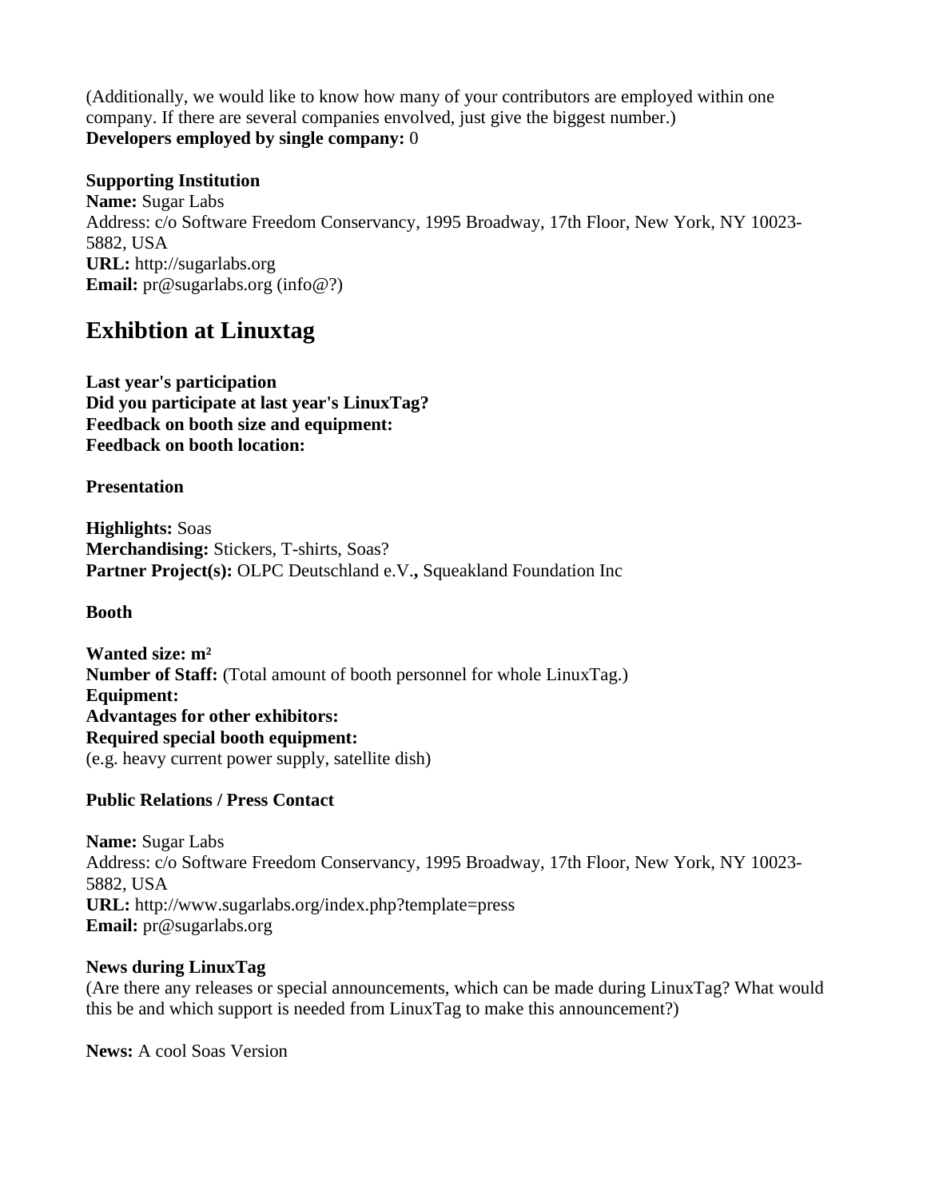(Additionally, we would like to know how many of your contributors are employed within one company. If there are several companies envolved, just give the biggest number.)
**Developers employed by single company:** 0

**Supporting Institution**
**Name:** Sugar Labs
Address: c/o Software Freedom Conservancy, 1995 Broadway, 17th Floor, New York, NY 10023-5882, USA
**URL:** http://sugarlabs.org
**Email:** pr@sugarlabs.org (info@?)

## Exhibtion at Linuxtag

**Last year's participation**
**Did you participate at last year's LinuxTag?**
**Feedback on booth size and equipment:**
**Feedback on booth location:**

**Presentation**

**Highlights:** Soas
**Merchandising:** Stickers, T-shirts, Soas?
**Partner Project(s):** OLPC Deutschland e.V.**,** Squeakland Foundation Inc

**Booth**

**Wanted size: m²**
**Number of Staff:** (Total amount of booth personnel for whole LinuxTag.)
**Equipment:**
**Advantages for other exhibitors:**
**Required special booth equipment:**
(e.g. heavy current power supply, satellite dish)

**Public Relations / Press Contact**

**Name:** Sugar Labs
Address: c/o Software Freedom Conservancy, 1995 Broadway, 17th Floor, New York, NY 10023-5882, USA
**URL:** http://www.sugarlabs.org/index.php?template=press
**Email:** pr@sugarlabs.org

**News during LinuxTag**
(Are there any releases or special announcements, which can be made during LinuxTag? What would this be and which support is needed from LinuxTag to make this announcement?)

**News:** A cool Soas Version